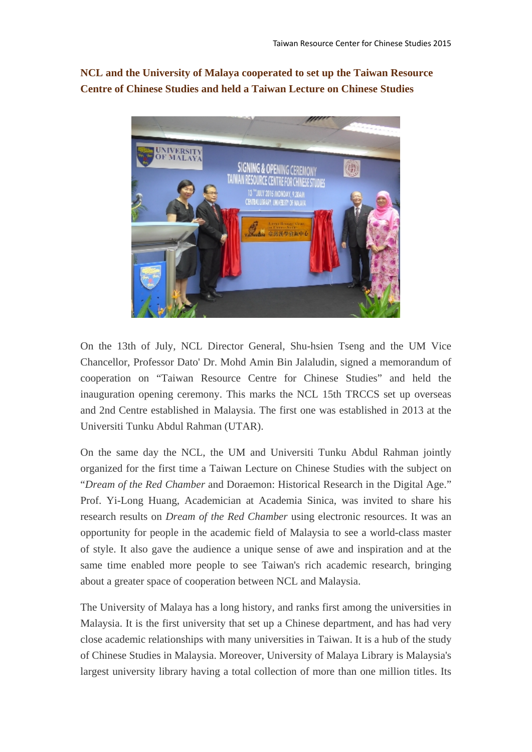## NCL and the University of Malaya cooperated to set up the Taiwan Resource Centre of Chinese Studies and held a Taiwan Lecture on Chinese Studies

On the 13th of July, NCL Director General, Shu-hsien Tseng and the UM Vice Chancellor, Professor Dato' Dr. Mohd Amin Bin Jalaludin, signed a memorandum of cooperation on "Taiwan Resource Centre for Chinese Studies" and held the inauguration opening ceremony. This marks the NCL 15th TRCCS set up overseas and 2nd Centre established in Malaysia. The first one was established in 2013 at the Universiti Tunku Abdul Rahman (UTAR).

On the same day the NCL, the UM and Universiti Tunku Abdul Rahman jointly organized for the first time a Taiwan Lecture on Chinese Studies with the subject on "*Dream of the Red Chamber* and Doraemon: Historical Research in the Digital Age." Prof. Yi-Long Huang, Academician at Academia Sinica, was invited to share his research results on *Dream of the Red Chamber* using electronic resources. It was an opportunity for people in the academic field of Malaysia to see a world-class master of style. It also gave the audience a unique sense of awe and inspiration and at the same time enabled more people to see Taiwan's rich academic research, bringing about a greater space of cooperation between NCL and Malaysia.

The University of Malaya has a long history, and ranks first among the universities in Malaysia. It is the first university that set up a Chinese department, and has had very close academic relationships with many universities in Taiwan. It is a hub of the study of Chinese Studies in Malaysia. Moreover, University of Malaya Library is Malaysia's largest university library having a total collection of more than one million titles. Its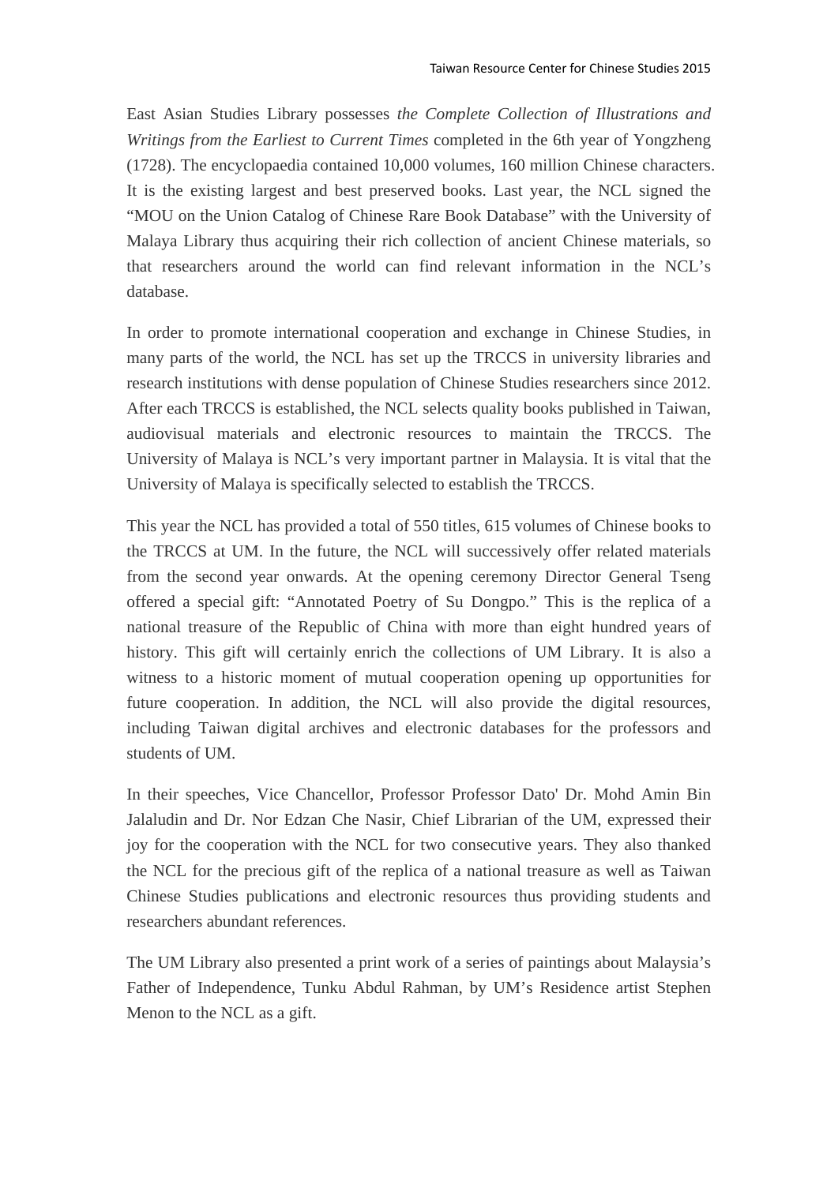East Asian Studies Library possesses *the Complete Collection of Illustrations and Writings from the Earliest to Current Times* completed in the 6th year of Yongzheng (1728). The encyclopaedia contained 10,000 volumes, 160 million Chinese characters. It is the existing largest and best preserved books. Last year, the NCL signed the "MOU on the Union Catalog of Chinese Rare Book Database" with the University of Malaya Library thus acquiring their rich collection of ancient Chinese materials, so that researchers around the world can find relevant information in the NCL's database.

In order to promote international cooperation and exchange in Chinese Studies, in many parts of the world, the NCL has set up the TRCCS in university libraries and research institutions with dense population of Chinese Studies researchers since 2012. After each TRCCS is established, the NCL selects quality books published in Taiwan, audiovisual materials and electronic resources to maintain the TRCCS. The University of Malaya is NCL's very important partner in Malaysia. It is vital that the University of Malaya is specifically selected to establish the TRCCS.

This year the NCL has provided a total of 550 titles, 615 volumes of Chinese books to the TRCCS at UM. In the future, the NCL will successively offer related materials from the second year onwards. At the opening ceremony Director General Tseng offered a special gift: "Annotated Poetry of Su Dongpo." This is the replica of a national treasure of the Republic of China with more than eight hundred years of history. This gift will certainly enrich the collections of UM Library. It is also a witness to a historic moment of mutual cooperation opening up opportunities for future cooperation. In addition, the NCL will also provide the digital resources, including Taiwan digital archives and electronic databases for the professors and students of UM.

In their speeches, Vice Chancellor, Professor Professor Dato' Dr. Mohd Amin Bin Jalaludin and Dr. Nor Edzan Che Nasir, Chief Librarian of the UM, expressed their joy for the cooperation with the NCL for two consecutive years. They also thanked the NCL for the precious gift of the replica of a national treasure as well as Taiwan Chinese Studies publications and electronic resources thus providing students and researchers abundant references.

The UM Library also presented a print work of a series of paintings about Malaysia's Father of Independence, Tunku Abdul Rahman, by UM's Residence artist Stephen Menon to the NCL as a gift.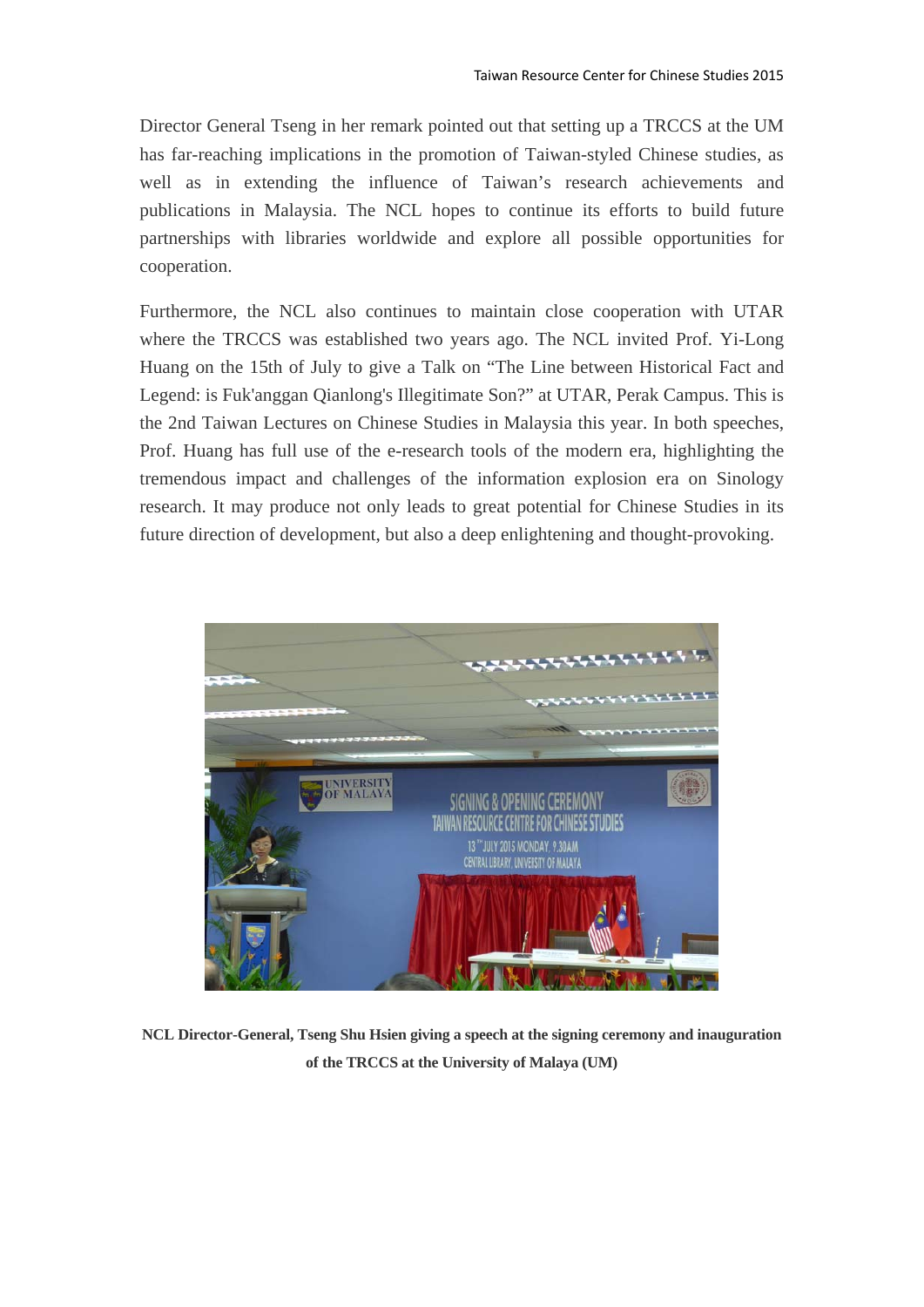Director General Tseng in her remark pointed out that setting up a TRCCS at the UM has far-reaching implications in the promotion of Taiwan-styled Chinese studies, as well as in extending the influence of Taiwan's research achievements and publications in Malaysia. The NCL hopes to continue its efforts to build future partnerships with libraries worldwide and explore all possible opportunities for cooperation.

Furthermore, the NCL also continues to maintain close cooperation with UTAR where the TRCCS was established two years ago. The NCL invited Prof. Yi-Long Huang on the 15th of July to give a Talk on "The Line between Historical Fact and Legend: is Fuk'anggan Qianlong's Illegitimate Son?" at UTAR, Perak Campus. This is the 2nd Taiwan Lectures on Chinese Studies in Malaysia this year. In both speeches, Prof. Huang has full use of the e-research tools of the modern era, highlighting the tremendous impact and challenges of the information explosion era on Sinology research. It may produce not only leads to great potential for Chinese Studies in its future direction of development, but also a deep enlightening and thought-provoking.

**NCL Director-General, Tseng Shu Hsien giving a speech at the signing ceremony and inauguration of the TRCCS at the University of Malaya (UM)**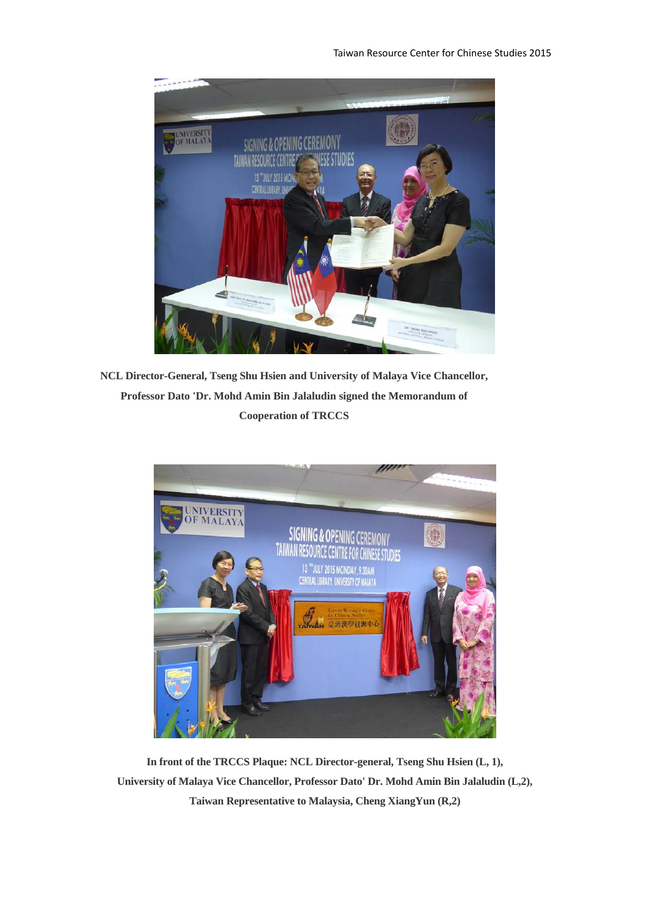**NCL Director-General, Tseng Shu Hsien and University of Malaya Vice Chancellor, Professor Dato 'Dr. Mohd Amin Bin Jalaludin signed the Memorandum of Cooperation of TRCCS**

**In front of the TRCCS Plaque: NCL Director-general, Tseng Shu Hsien (L, 1), University of Malaya Vice Chancellor, Professor Dato' Dr. Mohd Amin Bin Jalaludin (L,2), Taiwan Representative to Malaysia, Cheng XiangYun (R,2)**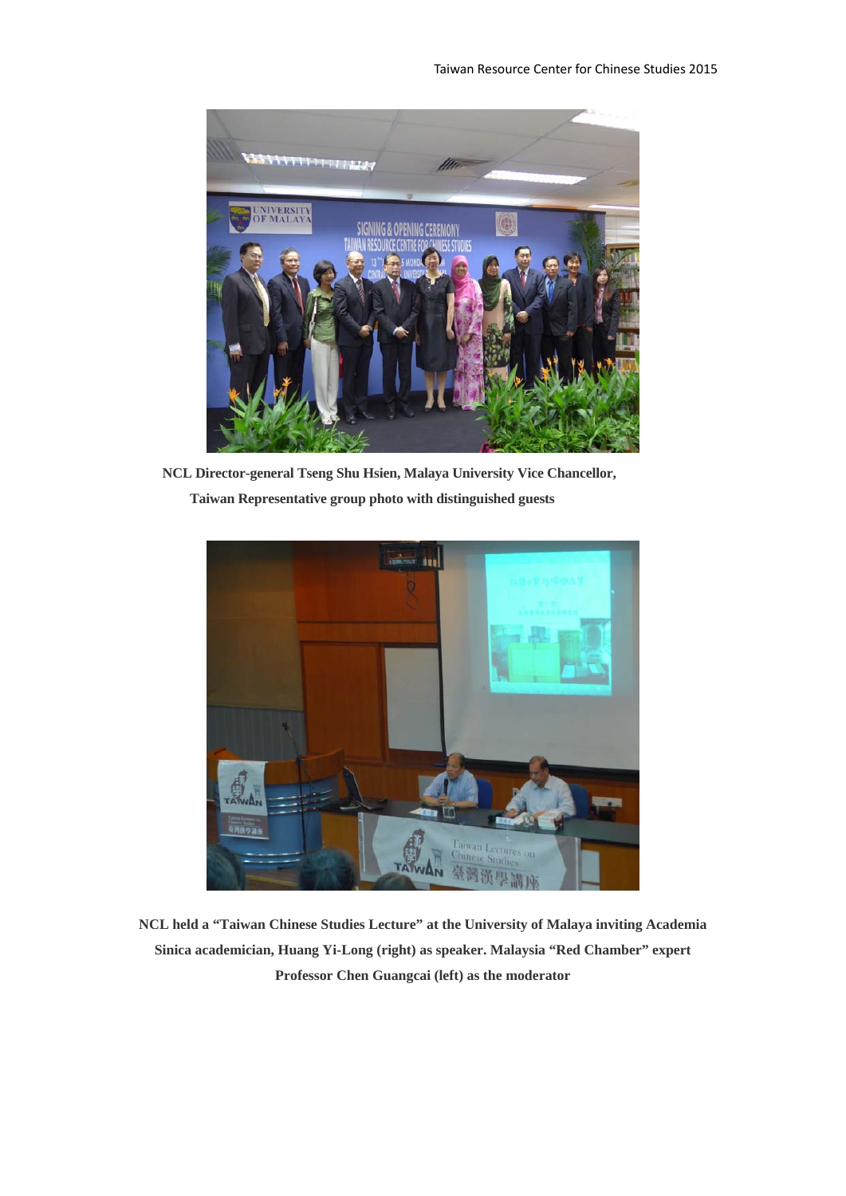NCL Director-general Tseng Shu Hsien, Malaya University Vice Chancellor, Taiwan Representative group photo with distinguished guests

NCL held a "Taiwan Chinese Studies Lecture" at the University of Malaya inviting Academia Sinica academician, Huang Yi-Long (right) as speaker. Malaysia "Red Chamber" expert Professor Chen Guangcai (left) as the moderator